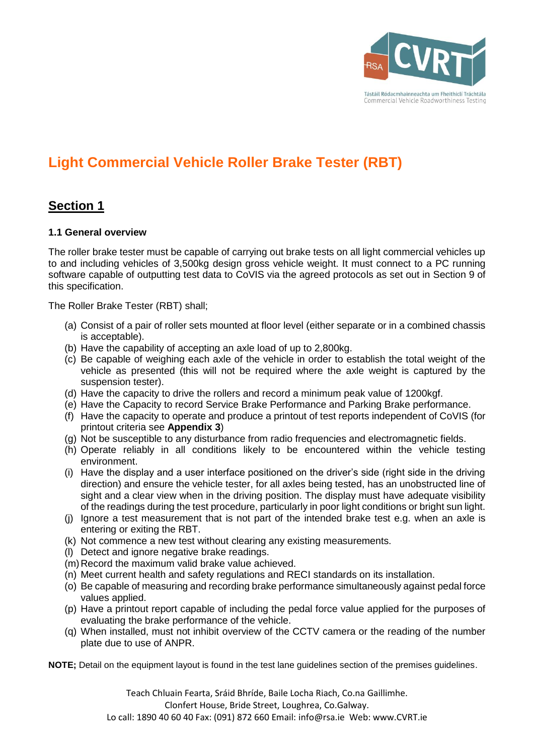# Light Commercial Vehicle Roller Brake Tester (RBT)

## Section 1

### 1.1 General overview

The roller brake tester must be capable of carrying out brake tests on all light commercial vehicles up to and including vehicles of 3,500kg design gross vehicle weight. It must connect to a PC running software capable of outputting test data to CoVIS via the agreed protocols as set out in Section 9 of this specification.

The Roller Brake Tester (RBT) shall;

(a) Consist of a pair of roller sets mounted at floor level (either separate or in a combined chassis is acceptable).
(b) Have the capability of accepting an axle load of up to 2,800kg.
(c) Be capable of weighing each axle of the vehicle in order to establish the total weight of the vehicle as presented (this will not be required where the axle weight is captured by the suspension tester).
(d) Have the capacity to drive the rollers and record a minimum peak value of 1200kgf.
(e) Have the Capacity to record Service Brake Performance and Parking Brake performance.
(f) Have the capacity to operate and produce a printout of test reports independent of CoVIS (for printout criteria see **Appendix 3**)
(g) Not be susceptible to any disturbance from radio frequencies and electromagnetic fields.
(h) Operate reliably in all conditions likely to be encountered within the vehicle testing environment.
(i) Have the display and a user interface positioned on the driver's side (right side in the driving direction) and ensure the vehicle tester, for all axles being tested, has an unobstructed line of sight and a clear view when in the driving position. The display must have adequate visibility of the readings during the test procedure, particularly in poor light conditions or bright sun light.
(j) Ignore a test measurement that is not part of the intended brake test e.g. when an axle is entering or exiting the RBT.
(k) Not commence a new test without clearing any existing measurements.
(l) Detect and ignore negative brake readings.
(m) Record the maximum valid brake value achieved.
(n) Meet current health and safety regulations and RECI standards on its installation.
(o) Be capable of measuring and recording brake performance simultaneously against pedal force values applied.
(p) Have a printout report capable of including the pedal force value applied for the purposes of evaluating the brake performance of the vehicle.
(q) When installed, must not inhibit overview of the CCTV camera or the reading of the number plate due to use of ANPR.

**NOTE;** Detail on the equipment layout is found in the test lane guidelines section of the premises guidelines.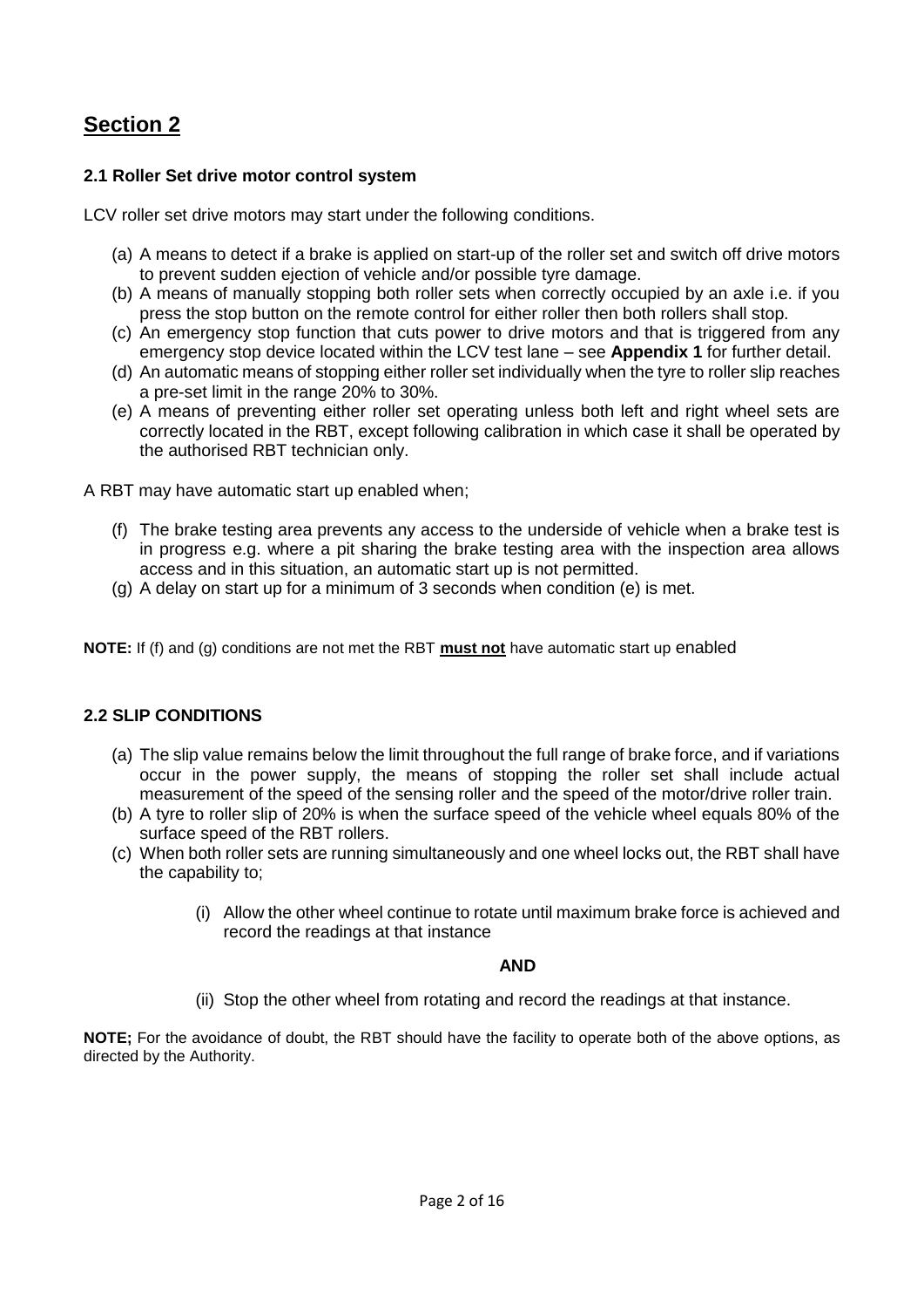# Section 2

### 2.1 Roller Set drive motor control system

LCV roller set drive motors may start under the following conditions.

(a) A means to detect if a brake is applied on start-up of the roller set and switch off drive motors to prevent sudden ejection of vehicle and/or possible tyre damage.
(b) A means of manually stopping both roller sets when correctly occupied by an axle i.e. if you press the stop button on the remote control for either roller then both rollers shall stop.
(c) An emergency stop function that cuts power to drive motors and that is triggered from any emergency stop device located within the LCV test lane – see **Appendix 1** for further detail.
(d) An automatic means of stopping either roller set individually when the tyre to roller slip reaches a pre-set limit in the range 20% to 30%.
(e) A means of preventing either roller set operating unless both left and right wheel sets are correctly located in the RBT, except following calibration in which case it shall be operated by the authorised RBT technician only.

A RBT may have automatic start up enabled when;

(f) The brake testing area prevents any access to the underside of vehicle when a brake test is in progress e.g. where a pit sharing the brake testing area with the inspection area allows access and in this situation, an automatic start up is not permitted.
(g) A delay on start up for a minimum of 3 seconds when condition (e) is met.

**NOTE:** If (f) and (g) conditions are not met the RBT **must not** have automatic start up enabled

### 2.2 SLIP CONDITIONS

(a) The slip value remains below the limit throughout the full range of brake force, and if variations occur in the power supply, the means of stopping the roller set shall include actual measurement of the speed of the sensing roller and the speed of the motor/drive roller train.
(b) A tyre to roller slip of 20% is when the surface speed of the vehicle wheel equals 80% of the surface speed of the RBT rollers.
(c) When both roller sets are running simultaneously and one wheel locks out, the RBT shall have the capability to;

    (i) Allow the other wheel continue to rotate until maximum brake force is achieved and record the readings at that instance

    **AND**

    (ii) Stop the other wheel from rotating and record the readings at that instance.

**NOTE;** For the avoidance of doubt, the RBT should have the facility to operate both of the above options, as directed by the Authority.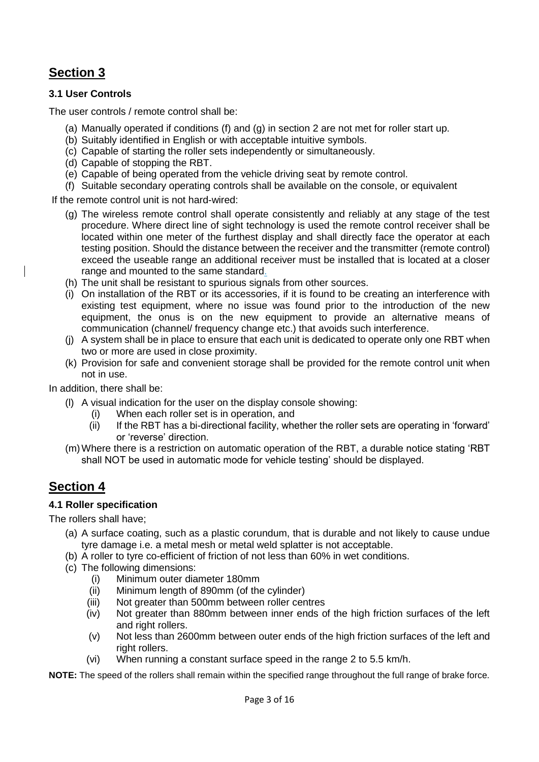# Section 3

### 3.1 User Controls

The user controls / remote control shall be:

(a) Manually operated if conditions (f) and (g) in section 2 are not met for roller start up.
(b) Suitably identified in English or with acceptable intuitive symbols.
(c) Capable of starting the roller sets independently or simultaneously.
(d) Capable of stopping the RBT.
(e) Capable of being operated from the vehicle driving seat by remote control.
(f) Suitable secondary operating controls shall be available on the console, or equivalent

If the remote control unit is not hard-wired:

(g) The wireless remote control shall operate consistently and reliably at any stage of the test procedure. Where direct line of sight technology is used the remote control receiver shall be located within one meter of the furthest display and shall directly face the operator at each testing position. Should the distance between the receiver and the transmitter (remote control) exceed the useable range an additional receiver must be installed that is located at a closer range and mounted to the same standard.
(h) The unit shall be resistant to spurious signals from other sources.
(i) On installation of the RBT or its accessories, if it is found to be creating an interference with existing test equipment, where no issue was found prior to the introduction of the new equipment, the onus is on the new equipment to provide an alternative means of communication (channel/ frequency change etc.) that avoids such interference.
(j) A system shall be in place to ensure that each unit is dedicated to operate only one RBT when two or more are used in close proximity.
(k) Provision for safe and convenient storage shall be provided for the remote control unit when not in use.

In addition, there shall be:

(l) A visual indication for the user on the display console showing:
    (i) When each roller set is in operation, and
    (ii) If the RBT has a bi-directional facility, whether the roller sets are operating in 'forward' or 'reverse' direction.
(m) Where there is a restriction on automatic operation of the RBT, a durable notice stating 'RBT shall NOT be used in automatic mode for vehicle testing' should be displayed.

# Section 4

### 4.1 Roller specification

The rollers shall have;

(a) A surface coating, such as a plastic corundum, that is durable and not likely to cause undue tyre damage i.e. a metal mesh or metal weld splatter is not acceptable.
(b) A roller to tyre co-efficient of friction of not less than 60% in wet conditions.
(c) The following dimensions:
    (i) Minimum outer diameter 180mm
    (ii) Minimum length of 890mm (of the cylinder)
    (iii) Not greater than 500mm between roller centres
    (iv) Not greater than 880mm between inner ends of the high friction surfaces of the left and right rollers.
    (v) Not less than 2600mm between outer ends of the high friction surfaces of the left and right rollers.
    (vi) When running a constant surface speed in the range 2 to 5.5 km/h.

**NOTE:** The speed of the rollers shall remain within the specified range throughout the full range of brake force.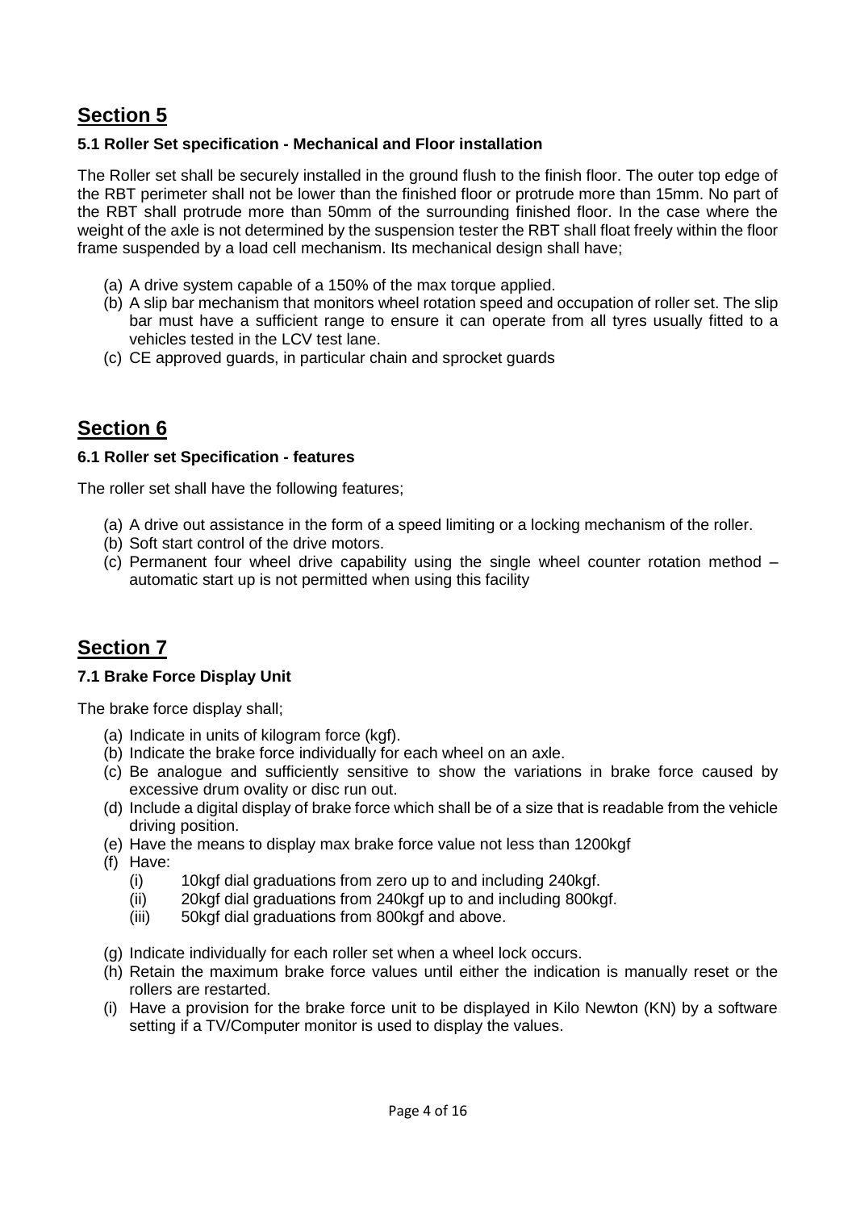# Section 5

### 5.1 Roller Set specification - Mechanical and Floor installation

The Roller set shall be securely installed in the ground flush to the finish floor. The outer top edge of the RBT perimeter shall not be lower than the finished floor or protrude more than 15mm. No part of the RBT shall protrude more than 50mm of the surrounding finished floor. In the case where the weight of the axle is not determined by the suspension tester the RBT shall float freely within the floor frame suspended by a load cell mechanism. Its mechanical design shall have;

(a) A drive system capable of a 150% of the max torque applied.
(b) A slip bar mechanism that monitors wheel rotation speed and occupation of roller set. The slip bar must have a sufficient range to ensure it can operate from all tyres usually fitted to a vehicles tested in the LCV test lane.
(c) CE approved guards, in particular chain and sprocket guards

# Section 6

### 6.1 Roller set Specification - features

The roller set shall have the following features;

(a) A drive out assistance in the form of a speed limiting or a locking mechanism of the roller.
(b) Soft start control of the drive motors.
(c) Permanent four wheel drive capability using the single wheel counter rotation method – automatic start up is not permitted when using this facility

# Section 7

### 7.1 Brake Force Display Unit

The brake force display shall;

(a) Indicate in units of kilogram force (kgf).
(b) Indicate the brake force individually for each wheel on an axle.
(c) Be analogue and sufficiently sensitive to show the variations in brake force caused by excessive drum ovality or disc run out.
(d) Include a digital display of brake force which shall be of a size that is readable from the vehicle driving position.
(e) Have the means to display max brake force value not less than 1200kgf
(f) Have:
    (i) 10kgf dial graduations from zero up to and including 240kgf.
    (ii) 20kgf dial graduations from 240kgf up to and including 800kgf.
    (iii) 50kgf dial graduations from 800kgf and above.
(g) Indicate individually for each roller set when a wheel lock occurs.
(h) Retain the maximum brake force values until either the indication is manually reset or the rollers are restarted.
(i) Have a provision for the brake force unit to be displayed in Kilo Newton (KN) by a software setting if a TV/Computer monitor is used to display the values.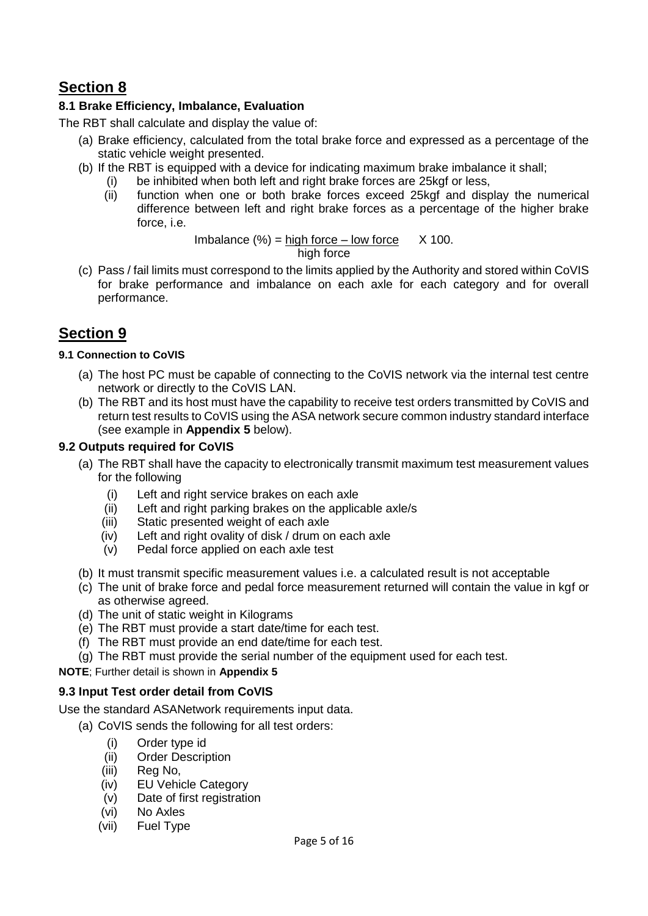# Section 8

### 8.1 Brake Efficiency, Imbalance, Evaluation

The RBT shall calculate and display the value of:

(a) Brake efficiency, calculated from the total brake force and expressed as a percentage of the static vehicle weight presented.

(b) If the RBT is equipped with a device for indicating maximum brake imbalance it shall;

  (i) be inhibited when both left and right brake forces are 25kgf or less,

  (ii) function when one or both brake forces exceed 25kgf and display the numerical difference between left and right brake forces as a percentage of the higher brake force, i.e.

$$\text{Imbalance (\%)} = \frac{\text{high force} - \text{low force}}{\text{high force}} \times 100.$$

(c) Pass / fail limits must correspond to the limits applied by the Authority and stored within CoVIS for brake performance and imbalance on each axle for each category and for overall performance.

# Section 9

#### 9.1 Connection to CoVIS

(a) The host PC must be capable of connecting to the CoVIS network via the internal test centre network or directly to the CoVIS LAN.

(b) The RBT and its host must have the capability to receive test orders transmitted by CoVIS and return test results to CoVIS using the ASA network secure common industry standard interface (see example in **Appendix 5** below).

### 9.2 Outputs required for CoVIS

(a) The RBT shall have the capacity to electronically transmit maximum test measurement values for the following

  (i) Left and right service brakes on each axle

  (ii) Left and right parking brakes on the applicable axle/s

  (iii) Static presented weight of each axle

  (iv) Left and right ovality of disk / drum on each axle

  (v) Pedal force applied on each axle test

(b) It must transmit specific measurement values i.e. a calculated result is not acceptable

(c) The unit of brake force and pedal force measurement returned will contain the value in kgf or as otherwise agreed.

(d) The unit of static weight in Kilograms

(e) The RBT must provide a start date/time for each test.

(f) The RBT must provide an end date/time for each test.

(g) The RBT must provide the serial number of the equipment used for each test.

**NOTE**; Further detail is shown in **Appendix 5**

### 9.3 Input Test order detail from CoVIS

Use the standard ASANetwork requirements input data.

(a) CoVIS sends the following for all test orders:

  (i) Order type id

  (ii) Order Description

  (iii) Reg No,

  (iv) EU Vehicle Category

  (v) Date of first registration

  (vi) No Axles

  (vii) Fuel Type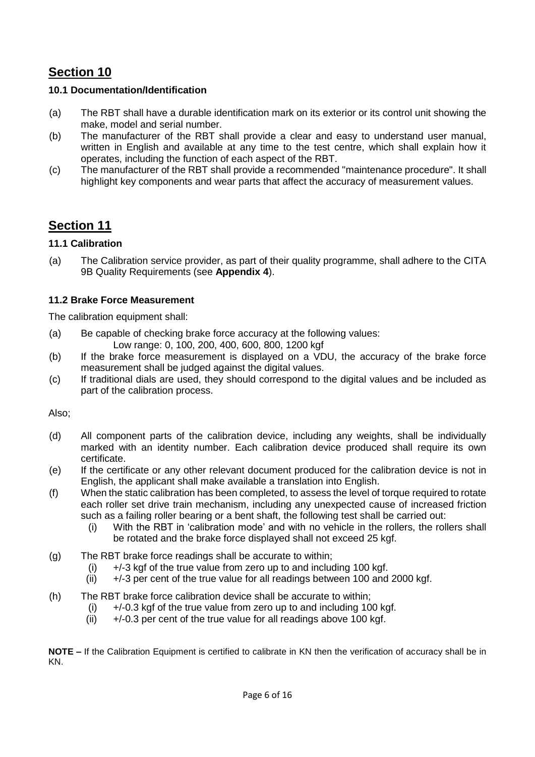# Section 10

### 10.1 Documentation/Identification

(a) The RBT shall have a durable identification mark on its exterior or its control unit showing the make, model and serial number.

(b) The manufacturer of the RBT shall provide a clear and easy to understand user manual, written in English and available at any time to the test centre, which shall explain how it operates, including the function of each aspect of the RBT.

(c) The manufacturer of the RBT shall provide a recommended "maintenance procedure". It shall highlight key components and wear parts that affect the accuracy of measurement values.

# Section 11

### 11.1 Calibration

(a) The Calibration service provider, as part of their quality programme, shall adhere to the CITA 9B Quality Requirements (see **Appendix 4**).

### 11.2 Brake Force Measurement

The calibration equipment shall:

(a) Be capable of checking brake force accuracy at the following values:
Low range: 0, 100, 200, 400, 600, 800, 1200 kgf

(b) If the brake force measurement is displayed on a VDU, the accuracy of the brake force measurement shall be judged against the digital values.

(c) If traditional dials are used, they should correspond to the digital values and be included as part of the calibration process.

Also;

(d) All component parts of the calibration device, including any weights, shall be individually marked with an identity number. Each calibration device produced shall require its own certificate.

(e) If the certificate or any other relevant document produced for the calibration device is not in English, the applicant shall make available a translation into English.

(f) When the static calibration has been completed, to assess the level of torque required to rotate each roller set drive train mechanism, including any unexpected cause of increased friction such as a failing roller bearing or a bent shaft, the following test shall be carried out:
   (i) With the RBT in 'calibration mode' and with no vehicle in the rollers, the rollers shall be rotated and the brake force displayed shall not exceed 25 kgf.

(g) The RBT brake force readings shall be accurate to within;
   (i) +/-3 kgf of the true value from zero up to and including 100 kgf.
   (ii) +/-3 per cent of the true value for all readings between 100 and 2000 kgf.

(h) The RBT brake force calibration device shall be accurate to within;
   (i) +/-0.3 kgf of the true value from zero up to and including 100 kgf.
   (ii) +/-0.3 per cent of the true value for all readings above 100 kgf.

**NOTE –** If the Calibration Equipment is certified to calibrate in KN then the verification of accuracy shall be in KN.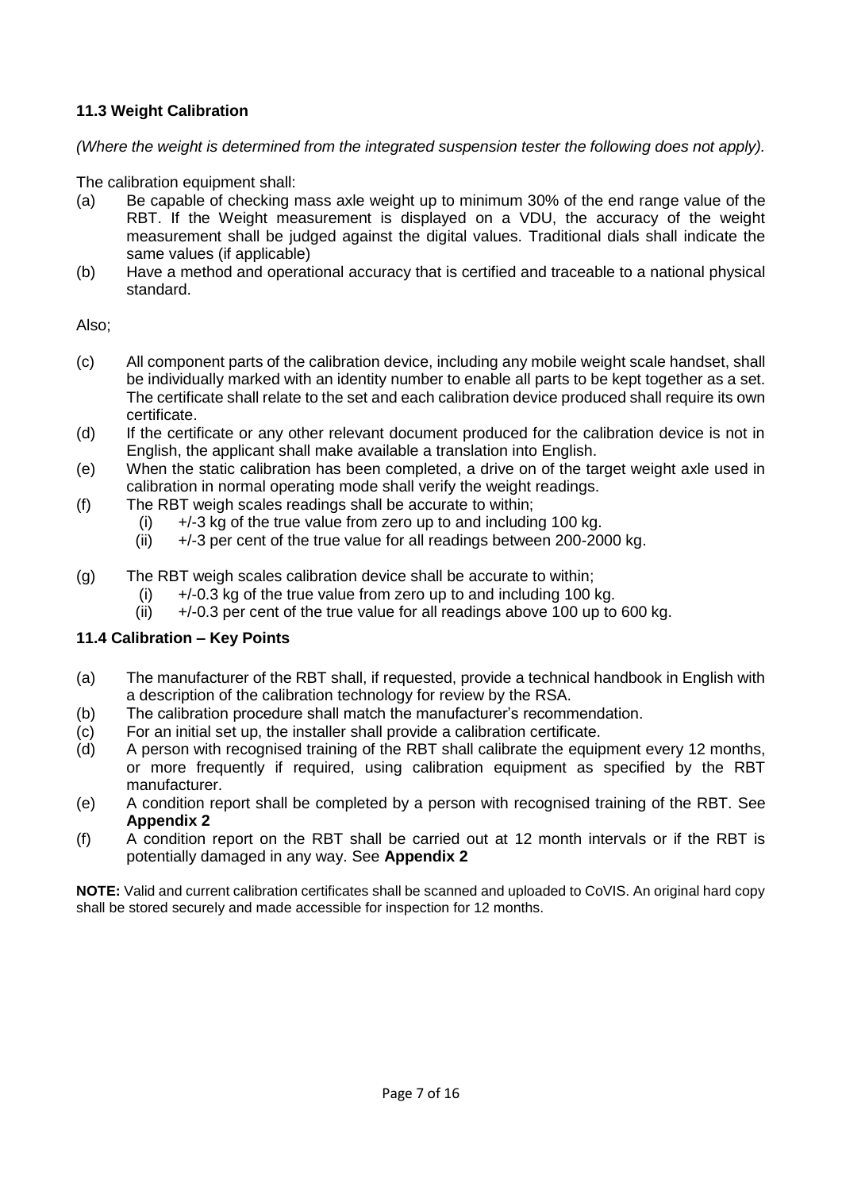### 11.3 Weight Calibration

*(Where the weight is determined from the integrated suspension tester the following does not apply).*

The calibration equipment shall:

- (a) Be capable of checking mass axle weight up to minimum 30% of the end range value of the RBT. If the Weight measurement is displayed on a VDU, the accuracy of the weight measurement shall be judged against the digital values. Traditional dials shall indicate the same values (if applicable)
- (b) Have a method and operational accuracy that is certified and traceable to a national physical standard.

Also;

- (c) All component parts of the calibration device, including any mobile weight scale handset, shall be individually marked with an identity number to enable all parts to be kept together as a set. The certificate shall relate to the set and each calibration device produced shall require its own certificate.
- (d) If the certificate or any other relevant document produced for the calibration device is not in English, the applicant shall make available a translation into English.
- (e) When the static calibration has been completed, a drive on of the target weight axle used in calibration in normal operating mode shall verify the weight readings.
- (f) The RBT weigh scales readings shall be accurate to within;
  - (i) +/-3 kg of the true value from zero up to and including 100 kg.
  - (ii) +/-3 per cent of the true value for all readings between 200-2000 kg.
- (g) The RBT weigh scales calibration device shall be accurate to within;
  - (i) +/-0.3 kg of the true value from zero up to and including 100 kg.
  - (ii) +/-0.3 per cent of the true value for all readings above 100 up to 600 kg.

### 11.4 Calibration – Key Points

- (a) The manufacturer of the RBT shall, if requested, provide a technical handbook in English with a description of the calibration technology for review by the RSA.
- (b) The calibration procedure shall match the manufacturer's recommendation.
- (c) For an initial set up, the installer shall provide a calibration certificate.
- (d) A person with recognised training of the RBT shall calibrate the equipment every 12 months, or more frequently if required, using calibration equipment as specified by the RBT manufacturer.
- (e) A condition report shall be completed by a person with recognised training of the RBT. See **Appendix 2**
- (f) A condition report on the RBT shall be carried out at 12 month intervals or if the RBT is potentially damaged in any way. See **Appendix 2**

**NOTE:** Valid and current calibration certificates shall be scanned and uploaded to CoVIS. An original hard copy shall be stored securely and made accessible for inspection for 12 months.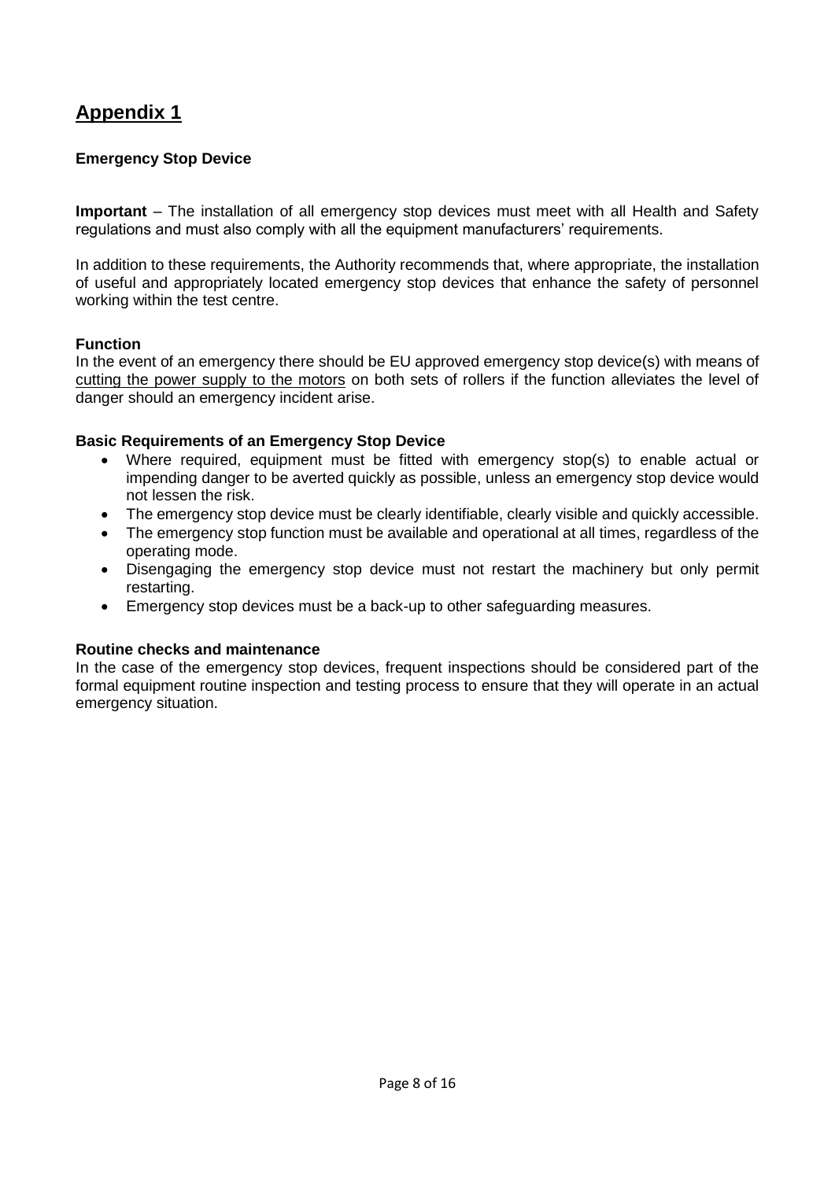# Appendix 1

**Emergency Stop Device**

**Important** – The installation of all emergency stop devices must meet with all Health and Safety regulations and must also comply with all the equipment manufacturers' requirements.

In addition to these requirements, the Authority recommends that, where appropriate, the installation of useful and appropriately located emergency stop devices that enhance the safety of personnel working within the test centre.

**Function**

In the event of an emergency there should be EU approved emergency stop device(s) with means of cutting the power supply to the motors on both sets of rollers if the function alleviates the level of danger should an emergency incident arise.

**Basic Requirements of an Emergency Stop Device**

- Where required, equipment must be fitted with emergency stop(s) to enable actual or impending danger to be averted quickly as possible, unless an emergency stop device would not lessen the risk.
- The emergency stop device must be clearly identifiable, clearly visible and quickly accessible.
- The emergency stop function must be available and operational at all times, regardless of the operating mode.
- Disengaging the emergency stop device must not restart the machinery but only permit restarting.
- Emergency stop devices must be a back-up to other safeguarding measures.

**Routine checks and maintenance**

In the case of the emergency stop devices, frequent inspections should be considered part of the formal equipment routine inspection and testing process to ensure that they will operate in an actual emergency situation.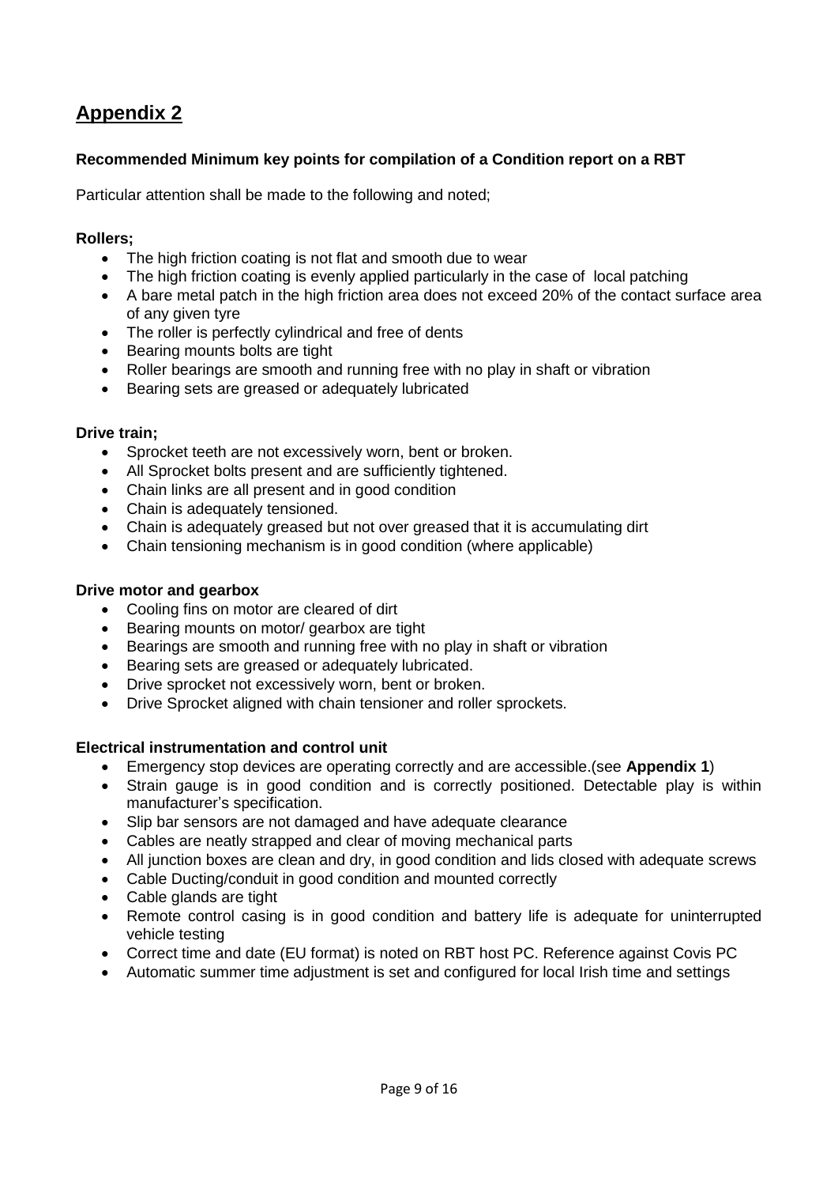## Appendix 2

**Recommended Minimum key points for compilation of a Condition report on a RBT**

Particular attention shall be made to the following and noted;

**Rollers;**

- The high friction coating is not flat and smooth due to wear
- The high friction coating is evenly applied particularly in the case of local patching
- A bare metal patch in the high friction area does not exceed 20% of the contact surface area of any given tyre
- The roller is perfectly cylindrical and free of dents
- Bearing mounts bolts are tight
- Roller bearings are smooth and running free with no play in shaft or vibration
- Bearing sets are greased or adequately lubricated

**Drive train;**

- Sprocket teeth are not excessively worn, bent or broken.
- All Sprocket bolts present and are sufficiently tightened.
- Chain links are all present and in good condition
- Chain is adequately tensioned.
- Chain is adequately greased but not over greased that it is accumulating dirt
- Chain tensioning mechanism is in good condition (where applicable)

**Drive motor and gearbox**

- Cooling fins on motor are cleared of dirt
- Bearing mounts on motor/ gearbox are tight
- Bearings are smooth and running free with no play in shaft or vibration
- Bearing sets are greased or adequately lubricated.
- Drive sprocket not excessively worn, bent or broken.
- Drive Sprocket aligned with chain tensioner and roller sprockets.

**Electrical instrumentation and control unit**

- Emergency stop devices are operating correctly and are accessible.(see **Appendix 1**)
- Strain gauge is in good condition and is correctly positioned. Detectable play is within manufacturer's specification.
- Slip bar sensors are not damaged and have adequate clearance
- Cables are neatly strapped and clear of moving mechanical parts
- All junction boxes are clean and dry, in good condition and lids closed with adequate screws
- Cable Ducting/conduit in good condition and mounted correctly
- Cable glands are tight
- Remote control casing is in good condition and battery life is adequate for uninterrupted vehicle testing
- Correct time and date (EU format) is noted on RBT host PC. Reference against Covis PC
- Automatic summer time adjustment is set and configured for local Irish time and settings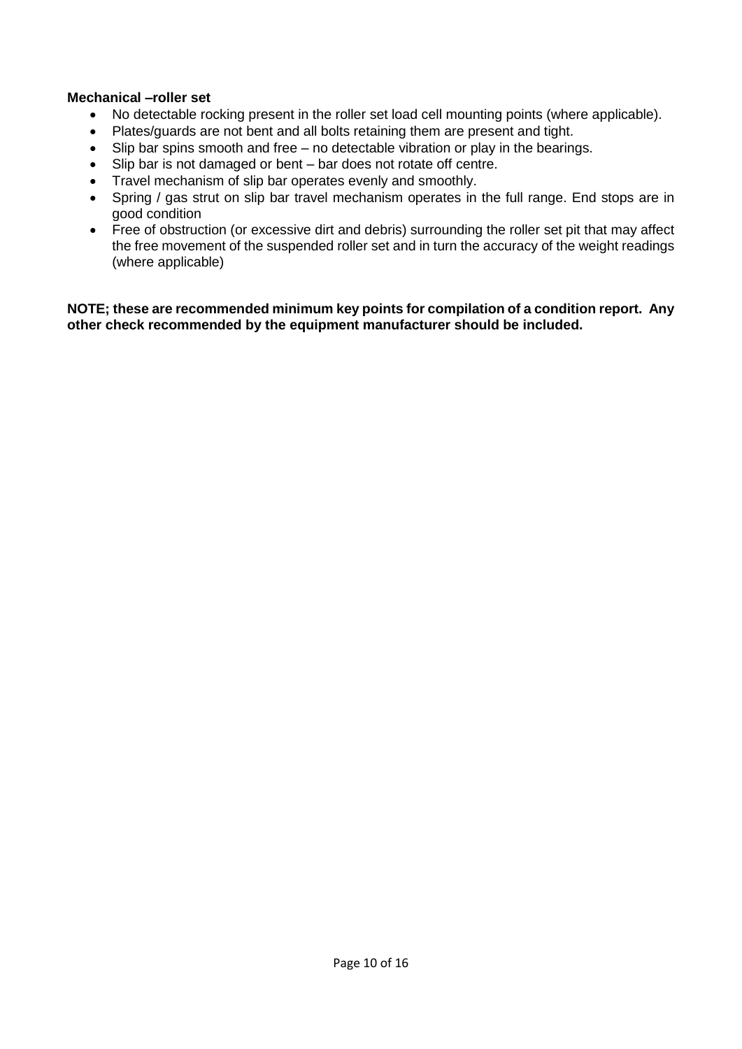**Mechanical –roller set**

- No detectable rocking present in the roller set load cell mounting points (where applicable).
- Plates/guards are not bent and all bolts retaining them are present and tight.
- Slip bar spins smooth and free – no detectable vibration or play in the bearings.
- Slip bar is not damaged or bent – bar does not rotate off centre.
- Travel mechanism of slip bar operates evenly and smoothly.
- Spring / gas strut on slip bar travel mechanism operates in the full range. End stops are in good condition
- Free of obstruction (or excessive dirt and debris) surrounding the roller set pit that may affect the free movement of the suspended roller set and in turn the accuracy of the weight readings (where applicable)

**NOTE; these are recommended minimum key points for compilation of a condition report. Any other check recommended by the equipment manufacturer should be included.**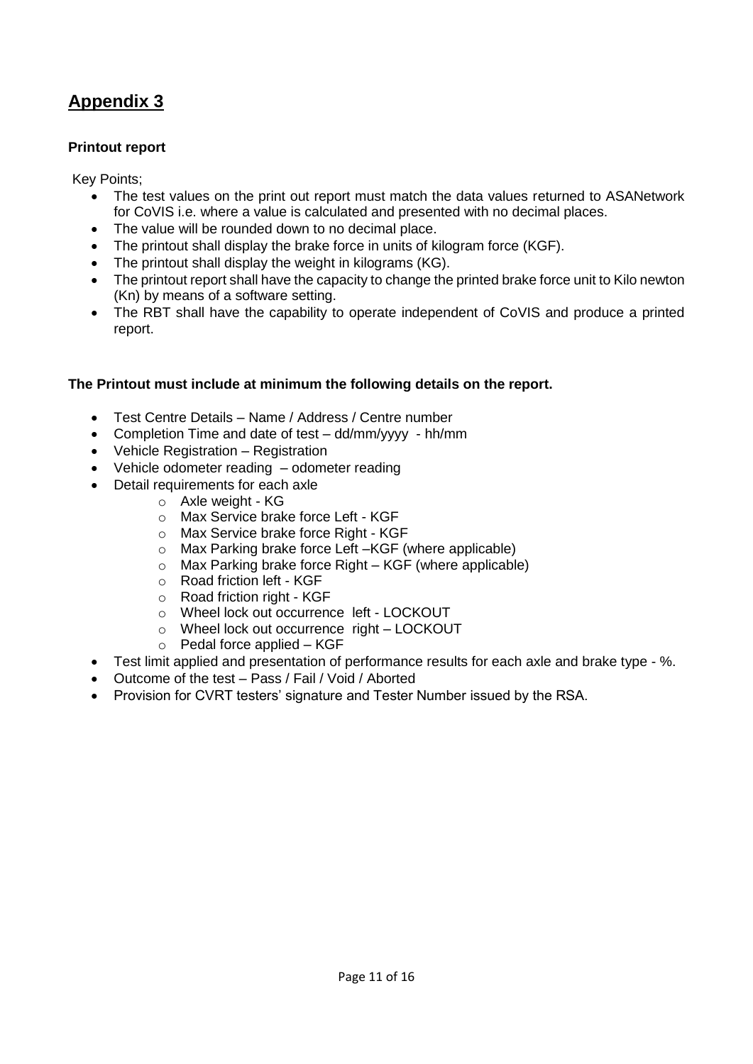# Appendix 3

**Printout report**

Key Points;

- The test values on the print out report must match the data values returned to ASANetwork for CoVIS i.e. where a value is calculated and presented with no decimal places.
- The value will be rounded down to no decimal place.
- The printout shall display the brake force in units of kilogram force (KGF).
- The printout shall display the weight in kilograms (KG).
- The printout report shall have the capacity to change the printed brake force unit to Kilo newton (Kn) by means of a software setting.
- The RBT shall have the capability to operate independent of CoVIS and produce a printed report.

**The Printout must include at minimum the following details on the report.**

- Test Centre Details – Name / Address / Centre number
- Completion Time and date of test – dd/mm/yyyy - hh/mm
- Vehicle Registration – Registration
- Vehicle odometer reading – odometer reading
- Detail requirements for each axle
  - Axle weight - KG
  - Max Service brake force Left - KGF
  - Max Service brake force Right - KGF
  - Max Parking brake force Left –KGF (where applicable)
  - Max Parking brake force Right – KGF (where applicable)
  - Road friction left - KGF
  - Road friction right - KGF
  - Wheel lock out occurrence left - LOCKOUT
  - Wheel lock out occurrence right – LOCKOUT
  - Pedal force applied – KGF
- Test limit applied and presentation of performance results for each axle and brake type - %.
- Outcome of the test – Pass / Fail / Void / Aborted
- Provision for CVRT testers' signature and Tester Number issued by the RSA.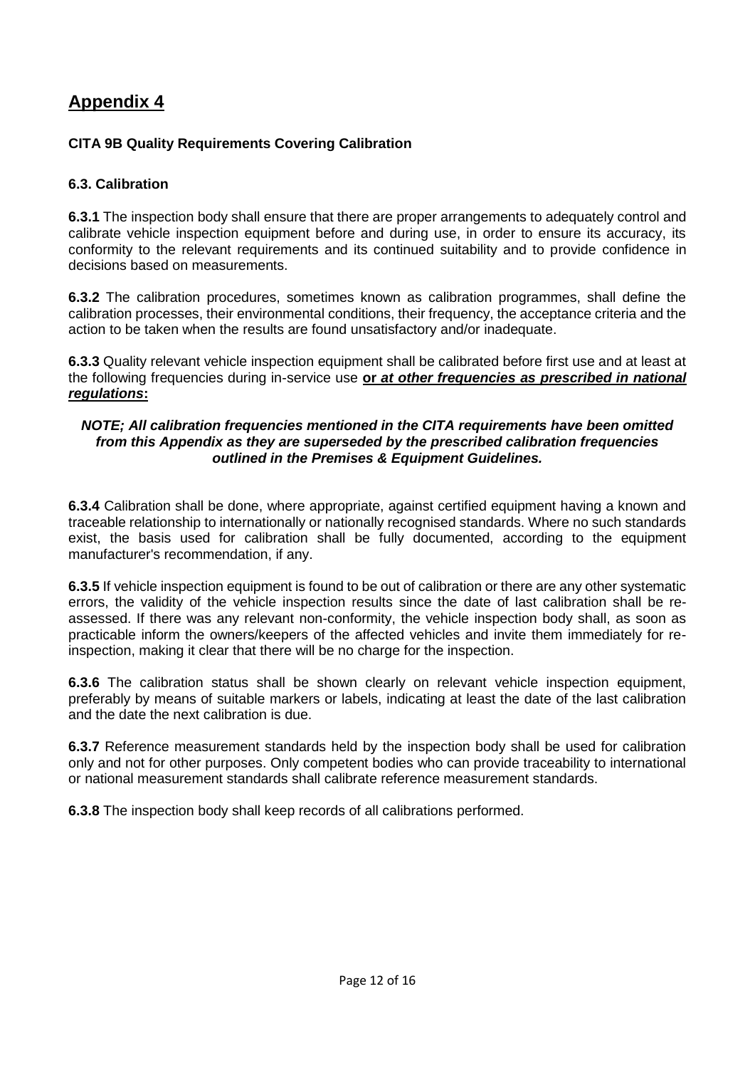# Appendix 4

**CITA 9B Quality Requirements Covering Calibration**

**6.3. Calibration**

**6.3.1** The inspection body shall ensure that there are proper arrangements to adequately control and calibrate vehicle inspection equipment before and during use, in order to ensure its accuracy, its conformity to the relevant requirements and its continued suitability and to provide confidence in decisions based on measurements.

**6.3.2** The calibration procedures, sometimes known as calibration programmes, shall define the calibration processes, their environmental conditions, their frequency, the acceptance criteria and the action to be taken when the results are found unsatisfactory and/or inadequate.

**6.3.3** Quality relevant vehicle inspection equipment shall be calibrated before first use and at least at the following frequencies during in-service use **or *at other frequencies as prescribed in national regulations*:**

***NOTE; All calibration frequencies mentioned in the CITA requirements have been omitted from this Appendix as they are superseded by the prescribed calibration frequencies outlined in the Premises & Equipment Guidelines.***

**6.3.4** Calibration shall be done, where appropriate, against certified equipment having a known and traceable relationship to internationally or nationally recognised standards. Where no such standards exist, the basis used for calibration shall be fully documented, according to the equipment manufacturer's recommendation, if any.

**6.3.5** If vehicle inspection equipment is found to be out of calibration or there are any other systematic errors, the validity of the vehicle inspection results since the date of last calibration shall be re-assessed. If there was any relevant non-conformity, the vehicle inspection body shall, as soon as practicable inform the owners/keepers of the affected vehicles and invite them immediately for re-inspection, making it clear that there will be no charge for the inspection.

**6.3.6** The calibration status shall be shown clearly on relevant vehicle inspection equipment, preferably by means of suitable markers or labels, indicating at least the date of the last calibration and the date the next calibration is due.

**6.3.7** Reference measurement standards held by the inspection body shall be used for calibration only and not for other purposes. Only competent bodies who can provide traceability to international or national measurement standards shall calibrate reference measurement standards.

**6.3.8** The inspection body shall keep records of all calibrations performed.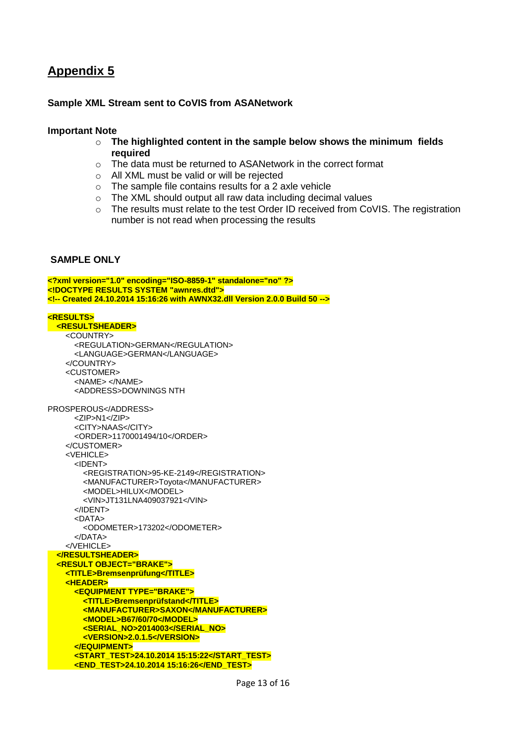# Appendix 5

**Sample XML Stream sent to CoVIS from ASANetwork**

**Important Note**

- **The highlighted content in the sample below shows the minimum fields required**
- The data must be returned to ASANetwork in the correct format
- All XML must be valid or will be rejected
- The sample file contains results for a 2 axle vehicle
- The XML should output all raw data including decimal values
- The results must relate to the test Order ID received from CoVIS. The registration number is not read when processing the results

**SAMPLE ONLY**

```
<?xml version="1.0" encoding="ISO-8859-1" standalone="no" ?>
<!DOCTYPE RESULTS SYSTEM "awnres.dtd">
<!-- Created 24.10.2014 15:16:26 with AWNX32.dll Version 2.0.0 Build 50 -->

<RESULTS>
  <RESULTSHEADER>
    <COUNTRY>
      <REGULATION>GERMAN</REGULATION>
      <LANGUAGE>GERMAN</LANGUAGE>
    </COUNTRY>
    <CUSTOMER>
      <NAME> </NAME>
      <ADDRESS>DOWNINGS NTH

PROSPEROUS</ADDRESS>
      <ZIP>N1</ZIP>
      <CITY>NAAS</CITY>
      <ORDER>1170001494/10</ORDER>
    </CUSTOMER>
    <VEHICLE>
      <IDENT>
        <REGISTRATION>95-KE-2149</REGISTRATION>
        <MANUFACTURER>Toyota</MANUFACTURER>
        <MODEL>HILUX</MODEL>
        <VIN>JT131LNA409037921</VIN>
      </IDENT>
      <DATA>
        <ODOMETER>173202</ODOMETER>
      </DATA>
    </VEHICLE>
  </RESULTSHEADER>
  <RESULT OBJECT="BRAKE">
    <TITLE>Bremsenprüfung</TITLE>
    <HEADER>
      <EQUIPMENT TYPE="BRAKE">
        <TITLE>Bremsenprüfstand</TITLE>
        <MANUFACTURER>SAXON</MANUFACTURER>
        <MODEL>B67/60/70</MODEL>
        <SERIAL_NO>2014003</SERIAL_NO>
        <VERSION>2.0.1.5</VERSION>
      </EQUIPMENT>
      <START_TEST>24.10.2014 15:15:22</START_TEST>
      <END_TEST>24.10.2014 15:16:26</END_TEST>
```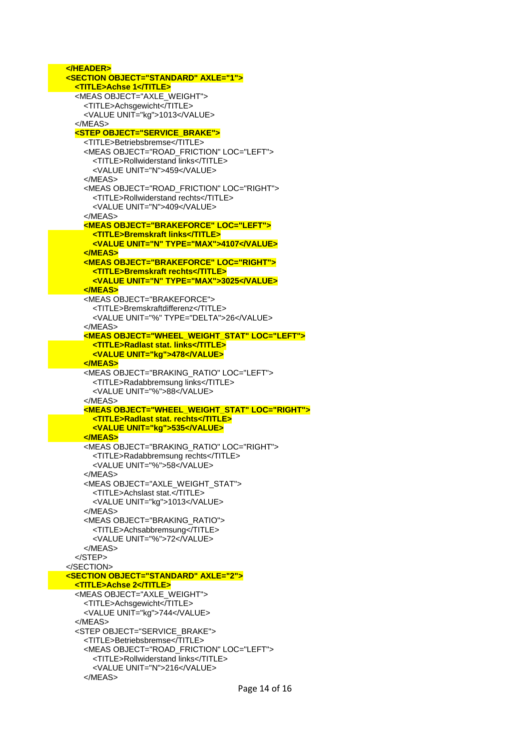```
</HEADER>
<SECTION OBJECT="STANDARD" AXLE="1">
  <TITLE>Achse 1</TITLE>
  <MEAS OBJECT="AXLE_WEIGHT">
    <TITLE>Achsgewicht</TITLE>
    <VALUE UNIT="kg">1013</VALUE>
  </MEAS>
  <STEP OBJECT="SERVICE_BRAKE">
    <TITLE>Betriebsbremse</TITLE>
    <MEAS OBJECT="ROAD_FRICTION" LOC="LEFT">
      <TITLE>Rollwiderstand links</TITLE>
      <VALUE UNIT="N">459</VALUE>
    </MEAS>
    <MEAS OBJECT="ROAD_FRICTION" LOC="RIGHT">
      <TITLE>Rollwiderstand rechts</TITLE>
      <VALUE UNIT="N">409</VALUE>
    </MEAS>
    <MEAS OBJECT="BRAKEFORCE" LOC="LEFT">
      <TITLE>Bremskraft links</TITLE>
      <VALUE UNIT="N" TYPE="MAX">4107</VALUE>
    </MEAS>
    <MEAS OBJECT="BRAKEFORCE" LOC="RIGHT">
      <TITLE>Bremskraft rechts</TITLE>
      <VALUE UNIT="N" TYPE="MAX">3025</VALUE>
    </MEAS>
    <MEAS OBJECT="BRAKEFORCE">
      <TITLE>Bremskraftdifferenz</TITLE>
      <VALUE UNIT="%" TYPE="DELTA">26</VALUE>
    </MEAS>
    <MEAS OBJECT="WHEEL_WEIGHT_STAT" LOC="LEFT">
      <TITLE>Radlast stat. links</TITLE>
      <VALUE UNIT="kg">478</VALUE>
    </MEAS>
    <MEAS OBJECT="BRAKING_RATIO" LOC="LEFT">
      <TITLE>Radabbremsung links</TITLE>
      <VALUE UNIT="%">88</VALUE>
    </MEAS>
    <MEAS OBJECT="WHEEL_WEIGHT_STAT" LOC="RIGHT">
      <TITLE>Radlast stat. rechts</TITLE>
      <VALUE UNIT="kg">535</VALUE>
    </MEAS>
    <MEAS OBJECT="BRAKING_RATIO" LOC="RIGHT">
      <TITLE>Radabbremsung rechts</TITLE>
      <VALUE UNIT="%">58</VALUE>
    </MEAS>
    <MEAS OBJECT="AXLE_WEIGHT_STAT">
      <TITLE>Achslast stat.</TITLE>
      <VALUE UNIT="kg">1013</VALUE>
    </MEAS>
    <MEAS OBJECT="BRAKING_RATIO">
      <TITLE>Achsabbremsung</TITLE>
      <VALUE UNIT="%">72</VALUE>
    </MEAS>
  </STEP>
</SECTION>
<SECTION OBJECT="STANDARD" AXLE="2">
  <TITLE>Achse 2</TITLE>
  <MEAS OBJECT="AXLE_WEIGHT">
    <TITLE>Achsgewicht</TITLE>
    <VALUE UNIT="kg">744</VALUE>
  </MEAS>
  <STEP OBJECT="SERVICE_BRAKE">
    <TITLE>Betriebsbremse</TITLE>
    <MEAS OBJECT="ROAD_FRICTION" LOC="LEFT">
      <TITLE>Rollwiderstand links</TITLE>
      <VALUE UNIT="N">216</VALUE>
    </MEAS>
```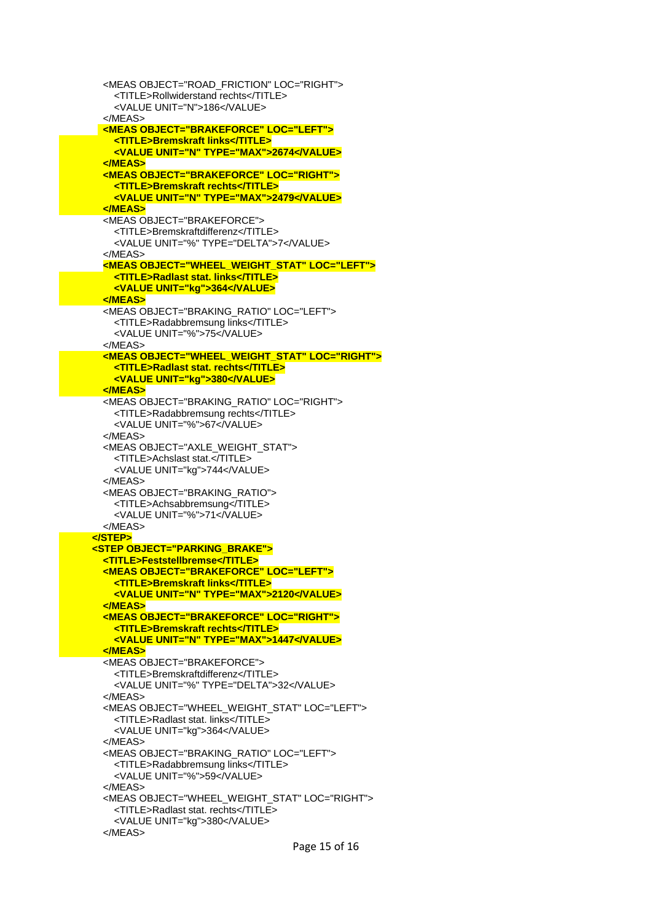```xml
    <MEAS OBJECT="ROAD_FRICTION" LOC="RIGHT">
      <TITLE>Rollwiderstand rechts</TITLE>
      <VALUE UNIT="N">186</VALUE>
    </MEAS>
    <MEAS OBJECT="BRAKEFORCE" LOC="LEFT">
      <TITLE>Bremskraft links</TITLE>
      <VALUE UNIT="N" TYPE="MAX">2674</VALUE>
    </MEAS>
    <MEAS OBJECT="BRAKEFORCE" LOC="RIGHT">
      <TITLE>Bremskraft rechts</TITLE>
      <VALUE UNIT="N" TYPE="MAX">2479</VALUE>
    </MEAS>
    <MEAS OBJECT="BRAKEFORCE">
      <TITLE>Bremskraftdifferenz</TITLE>
      <VALUE UNIT="%" TYPE="DELTA">7</VALUE>
    </MEAS>
    <MEAS OBJECT="WHEEL_WEIGHT_STAT" LOC="LEFT">
      <TITLE>Radlast stat. links</TITLE>
      <VALUE UNIT="kg">364</VALUE>
    </MEAS>
    <MEAS OBJECT="BRAKING_RATIO" LOC="LEFT">
      <TITLE>Radabbremsung links</TITLE>
      <VALUE UNIT="%">75</VALUE>
    </MEAS>
    <MEAS OBJECT="WHEEL_WEIGHT_STAT" LOC="RIGHT">
      <TITLE>Radlast stat. rechts</TITLE>
      <VALUE UNIT="kg">380</VALUE>
    </MEAS>
    <MEAS OBJECT="BRAKING_RATIO" LOC="RIGHT">
      <TITLE>Radabbremsung rechts</TITLE>
      <VALUE UNIT="%">67</VALUE>
    </MEAS>
    <MEAS OBJECT="AXLE_WEIGHT_STAT">
      <TITLE>Achslast stat.</TITLE>
      <VALUE UNIT="kg">744</VALUE>
    </MEAS>
    <MEAS OBJECT="BRAKING_RATIO">
      <TITLE>Achsabbremsung</TITLE>
      <VALUE UNIT="%">71</VALUE>
    </MEAS>
  </STEP>
  <STEP OBJECT="PARKING_BRAKE">
    <TITLE>Feststellbremse</TITLE>
    <MEAS OBJECT="BRAKEFORCE" LOC="LEFT">
      <TITLE>Bremskraft links</TITLE>
      <VALUE UNIT="N" TYPE="MAX">2120</VALUE>
    </MEAS>
    <MEAS OBJECT="BRAKEFORCE" LOC="RIGHT">
      <TITLE>Bremskraft rechts</TITLE>
      <VALUE UNIT="N" TYPE="MAX">1447</VALUE>
    </MEAS>
    <MEAS OBJECT="BRAKEFORCE">
      <TITLE>Bremskraftdifferenz</TITLE>
      <VALUE UNIT="%" TYPE="DELTA">32</VALUE>
    </MEAS>
    <MEAS OBJECT="WHEEL_WEIGHT_STAT" LOC="LEFT">
      <TITLE>Radlast stat. links</TITLE>
      <VALUE UNIT="kg">364</VALUE>
    </MEAS>
    <MEAS OBJECT="BRAKING_RATIO" LOC="LEFT">
      <TITLE>Radabbremsung links</TITLE>
      <VALUE UNIT="%">59</VALUE>
    </MEAS>
    <MEAS OBJECT="WHEEL_WEIGHT_STAT" LOC="RIGHT">
      <TITLE>Radlast stat. rechts</TITLE>
      <VALUE UNIT="kg">380</VALUE>
    </MEAS>
```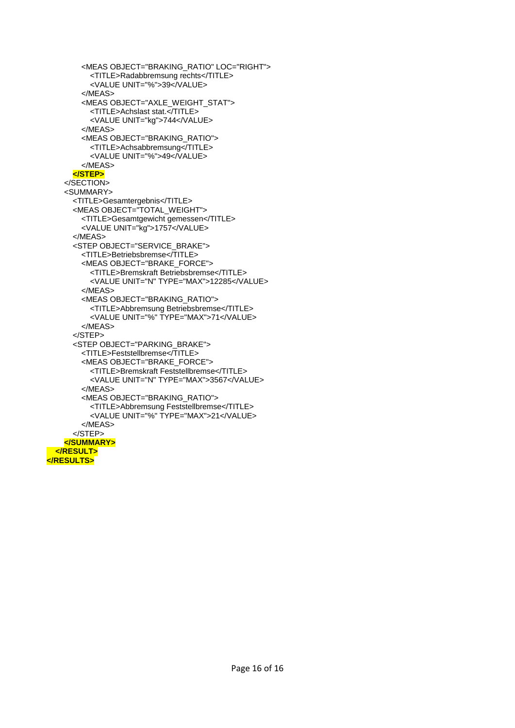```
        <MEAS OBJECT="BRAKING_RATIO" LOC="RIGHT">
          <TITLE>Radabbremsung rechts</TITLE>
          <VALUE UNIT="%">39</VALUE>
        </MEAS>
        <MEAS OBJECT="AXLE_WEIGHT_STAT">
          <TITLE>Achslast stat.</TITLE>
          <VALUE UNIT="kg">744</VALUE>
        </MEAS>
        <MEAS OBJECT="BRAKING_RATIO">
          <TITLE>Achsabbremsung</TITLE>
          <VALUE UNIT="%">49</VALUE>
        </MEAS>
      </STEP>
    </SECTION>
    <SUMMARY>
      <TITLE>Gesamtergebnis</TITLE>
      <MEAS OBJECT="TOTAL_WEIGHT">
        <TITLE>Gesamtgewicht gemessen</TITLE>
        <VALUE UNIT="kg">1757</VALUE>
      </MEAS>
      <STEP OBJECT="SERVICE_BRAKE">
        <TITLE>Betriebsbremse</TITLE>
        <MEAS OBJECT="BRAKE_FORCE">
          <TITLE>Bremskraft Betriebsbremse</TITLE>
          <VALUE UNIT="N" TYPE="MAX">12285</VALUE>
        </MEAS>
        <MEAS OBJECT="BRAKING_RATIO">
          <TITLE>Abbremsung Betriebsbremse</TITLE>
          <VALUE UNIT="%" TYPE="MAX">71</VALUE>
        </MEAS>
      </STEP>
      <STEP OBJECT="PARKING_BRAKE">
        <TITLE>Feststellbremse</TITLE>
        <MEAS OBJECT="BRAKE_FORCE">
          <TITLE>Bremskraft Feststellbremse</TITLE>
          <VALUE UNIT="N" TYPE="MAX">3567</VALUE>
        </MEAS>
        <MEAS OBJECT="BRAKING_RATIO">
          <TITLE>Abbremsung Feststellbremse</TITLE>
          <VALUE UNIT="%" TYPE="MAX">21</VALUE>
        </MEAS>
      </STEP>
    </SUMMARY>
  </RESULT>
</RESULTS>
```